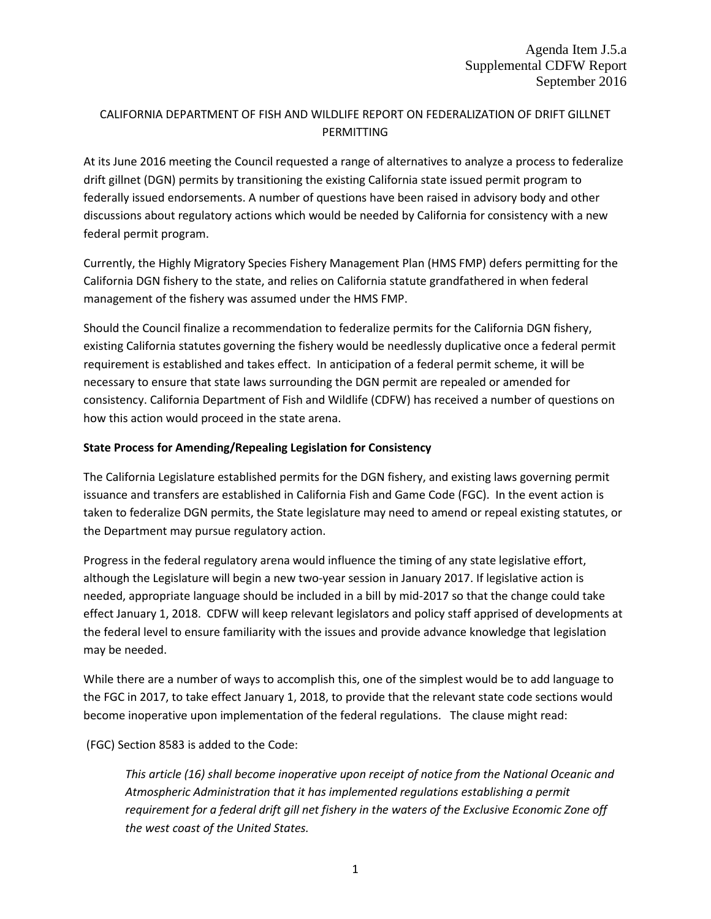Agenda Item J.5.a
Supplemental CDFW Report
September 2016

# CALIFORNIA DEPARTMENT OF FISH AND WILDLIFE REPORT ON FEDERALIZATION OF DRIFT GILLNET PERMITTING

At its June 2016 meeting the Council requested a range of alternatives to analyze a process to federalize drift gillnet (DGN) permits by transitioning the existing California state issued permit program to federally issued endorsements. A number of questions have been raised in advisory body and other discussions about regulatory actions which would be needed by California for consistency with a new federal permit program.

Currently, the Highly Migratory Species Fishery Management Plan (HMS FMP) defers permitting for the California DGN fishery to the state, and relies on California statute grandfathered in when federal management of the fishery was assumed under the HMS FMP.

Should the Council finalize a recommendation to federalize permits for the California DGN fishery, existing California statutes governing the fishery would be needlessly duplicative once a federal permit requirement is established and takes effect. In anticipation of a federal permit scheme, it will be necessary to ensure that state laws surrounding the DGN permit are repealed or amended for consistency. California Department of Fish and Wildlife (CDFW) has received a number of questions on how this action would proceed in the state arena.

**State Process for Amending/Repealing Legislation for Consistency**

The California Legislature established permits for the DGN fishery, and existing laws governing permit issuance and transfers are established in California Fish and Game Code (FGC). In the event action is taken to federalize DGN permits, the State legislature may need to amend or repeal existing statutes, or the Department may pursue regulatory action.

Progress in the federal regulatory arena would influence the timing of any state legislative effort, although the Legislature will begin a new two-year session in January 2017. If legislative action is needed, appropriate language should be included in a bill by mid-2017 so that the change could take effect January 1, 2018. CDFW will keep relevant legislators and policy staff apprised of developments at the federal level to ensure familiarity with the issues and provide advance knowledge that legislation may be needed.

While there are a number of ways to accomplish this, one of the simplest would be to add language to the FGC in 2017, to take effect January 1, 2018, to provide that the relevant state code sections would become inoperative upon implementation of the federal regulations. The clause might read:

(FGC) Section 8583 is added to the Code:

> *This article (16) shall become inoperative upon receipt of notice from the National Oceanic and Atmospheric Administration that it has implemented regulations establishing a permit requirement for a federal drift gill net fishery in the waters of the Exclusive Economic Zone off the west coast of the United States.*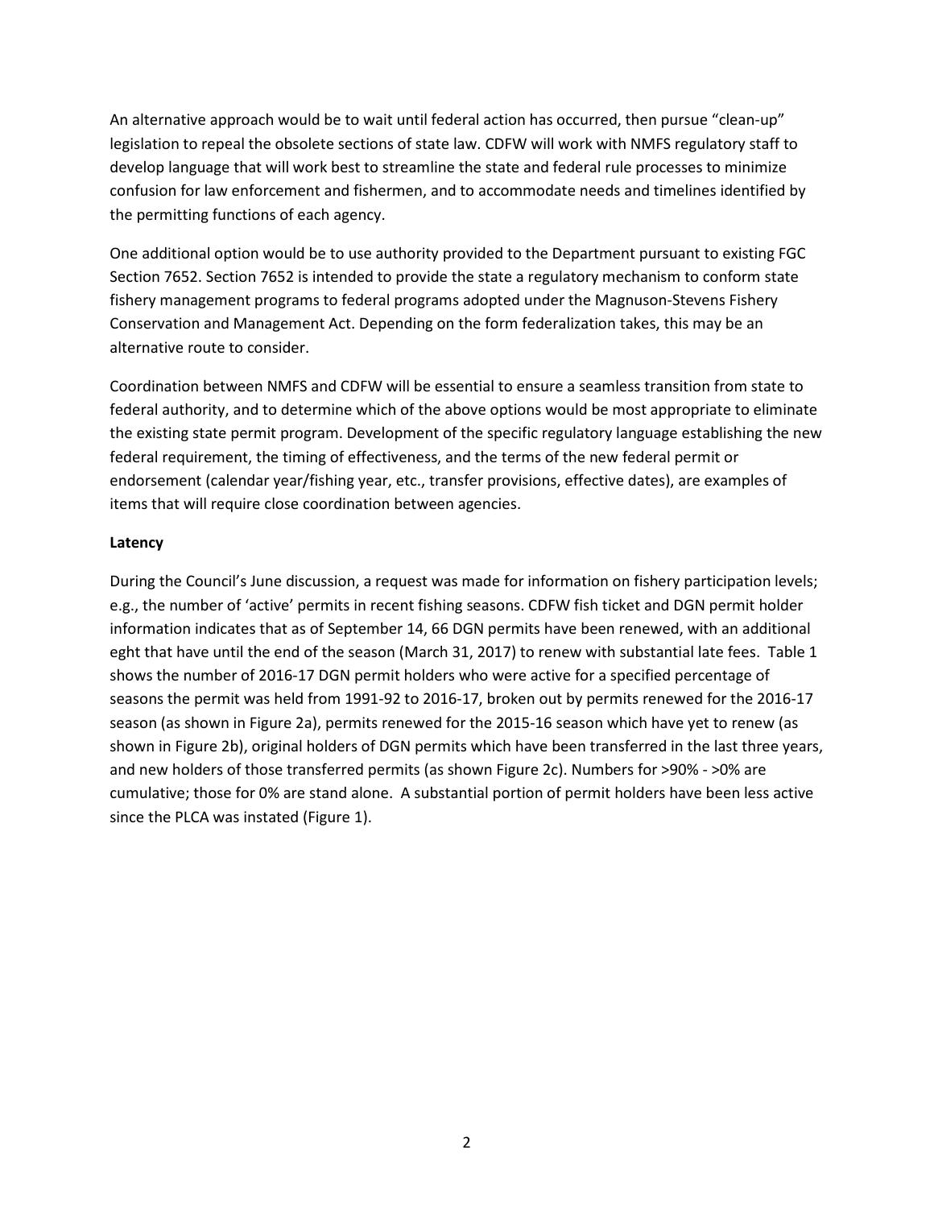An alternative approach would be to wait until federal action has occurred, then pursue "clean-up" legislation to repeal the obsolete sections of state law. CDFW will work with NMFS regulatory staff to develop language that will work best to streamline the state and federal rule processes to minimize confusion for law enforcement and fishermen, and to accommodate needs and timelines identified by the permitting functions of each agency.

One additional option would be to use authority provided to the Department pursuant to existing FGC Section 7652. Section 7652 is intended to provide the state a regulatory mechanism to conform state fishery management programs to federal programs adopted under the Magnuson-Stevens Fishery Conservation and Management Act. Depending on the form federalization takes, this may be an alternative route to consider.

Coordination between NMFS and CDFW will be essential to ensure a seamless transition from state to federal authority, and to determine which of the above options would be most appropriate to eliminate the existing state permit program. Development of the specific regulatory language establishing the new federal requirement, the timing of effectiveness, and the terms of the new federal permit or endorsement (calendar year/fishing year, etc., transfer provisions, effective dates), are examples of items that will require close coordination between agencies.

**Latency**

During the Council's June discussion, a request was made for information on fishery participation levels; e.g., the number of 'active' permits in recent fishing seasons. CDFW fish ticket and DGN permit holder information indicates that as of September 14, 66 DGN permits have been renewed, with an additional eght that have until the end of the season (March 31, 2017) to renew with substantial late fees. Table 1 shows the number of 2016-17 DGN permit holders who were active for a specified percentage of seasons the permit was held from 1991-92 to 2016-17, broken out by permits renewed for the 2016-17 season (as shown in Figure 2a), permits renewed for the 2015-16 season which have yet to renew (as shown in Figure 2b), original holders of DGN permits which have been transferred in the last three years, and new holders of those transferred permits (as shown Figure 2c). Numbers for >90% - >0% are cumulative; those for 0% are stand alone. A substantial portion of permit holders have been less active since the PLCA was instated (Figure 1).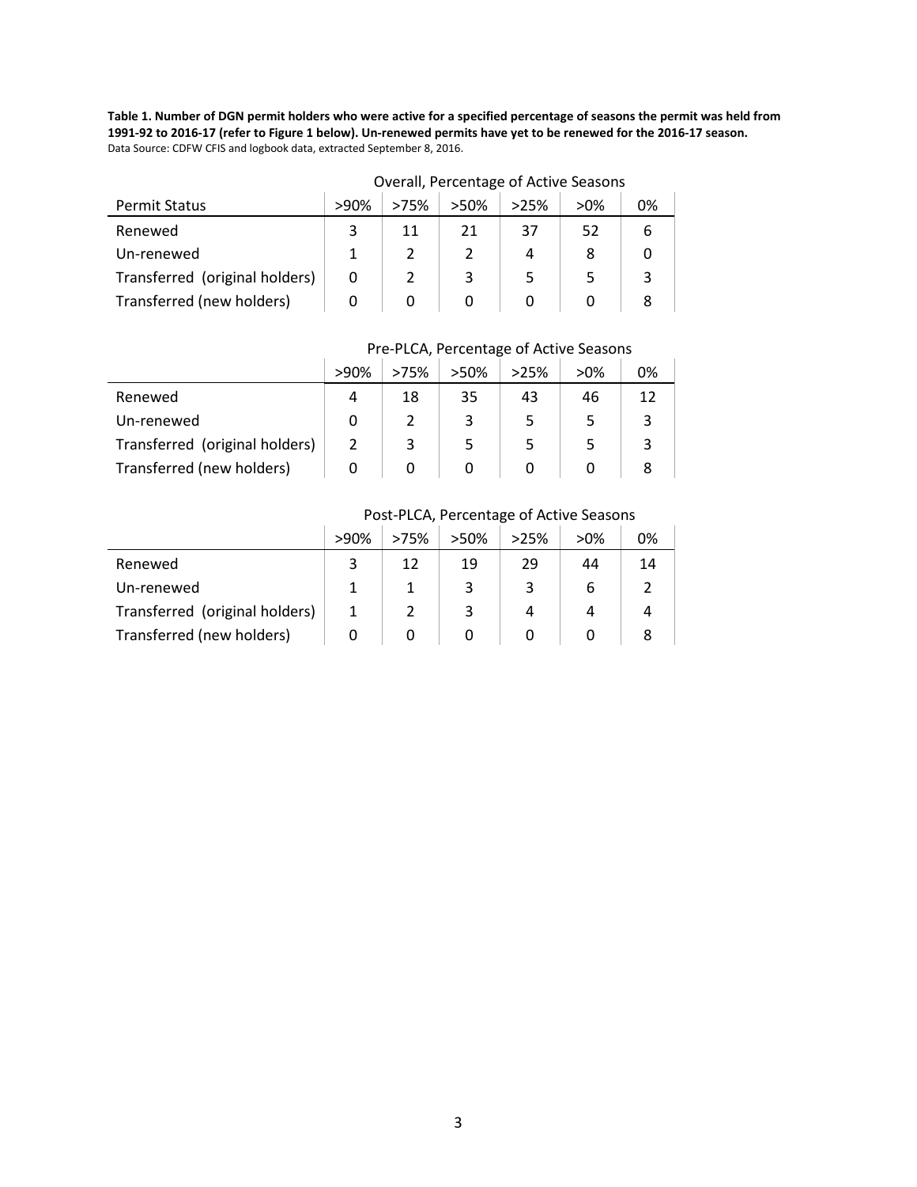**Table 1. Number of DGN permit holders who were active for a specified percentage of seasons the permit was held from 1991-92 to 2016-17 (refer to Figure 1 below). Un-renewed permits have yet to be renewed for the 2016-17 season.**
Data Source: CDFW CFIS and logbook data, extracted September 8, 2016.

| | Overall, Percentage of Active Seasons | | | | | |
|---|---|---|---|---|---|---|
| Permit Status | >90% | >75% | >50% | >25% | >0% | 0% |
| Renewed | 3 | 11 | 21 | 37 | 52 | 6 |
| Un-renewed | 1 | 2 | 2 | 4 | 8 | 0 |
| Transferred (original holders) | 0 | 2 | 3 | 5 | 5 | 3 |
| Transferred (new holders) | 0 | 0 | 0 | 0 | 0 | 8 |

| | Pre-PLCA, Percentage of Active Seasons | | | | | |
|---|---|---|---|---|---|---|
| | >90% | >75% | >50% | >25% | >0% | 0% |
| Renewed | 4 | 18 | 35 | 43 | 46 | 12 |
| Un-renewed | 0 | 2 | 3 | 5 | 5 | 3 |
| Transferred (original holders) | 2 | 3 | 5 | 5 | 5 | 3 |
| Transferred (new holders) | 0 | 0 | 0 | 0 | 0 | 8 |

| | Post-PLCA, Percentage of Active Seasons | | | | | |
|---|---|---|---|---|---|---|
| | >90% | >75% | >50% | >25% | >0% | 0% |
| Renewed | 3 | 12 | 19 | 29 | 44 | 14 |
| Un-renewed | 1 | 1 | 3 | 3 | 6 | 2 |
| Transferred (original holders) | 1 | 2 | 3 | 4 | 4 | 4 |
| Transferred (new holders) | 0 | 0 | 0 | 0 | 0 | 8 |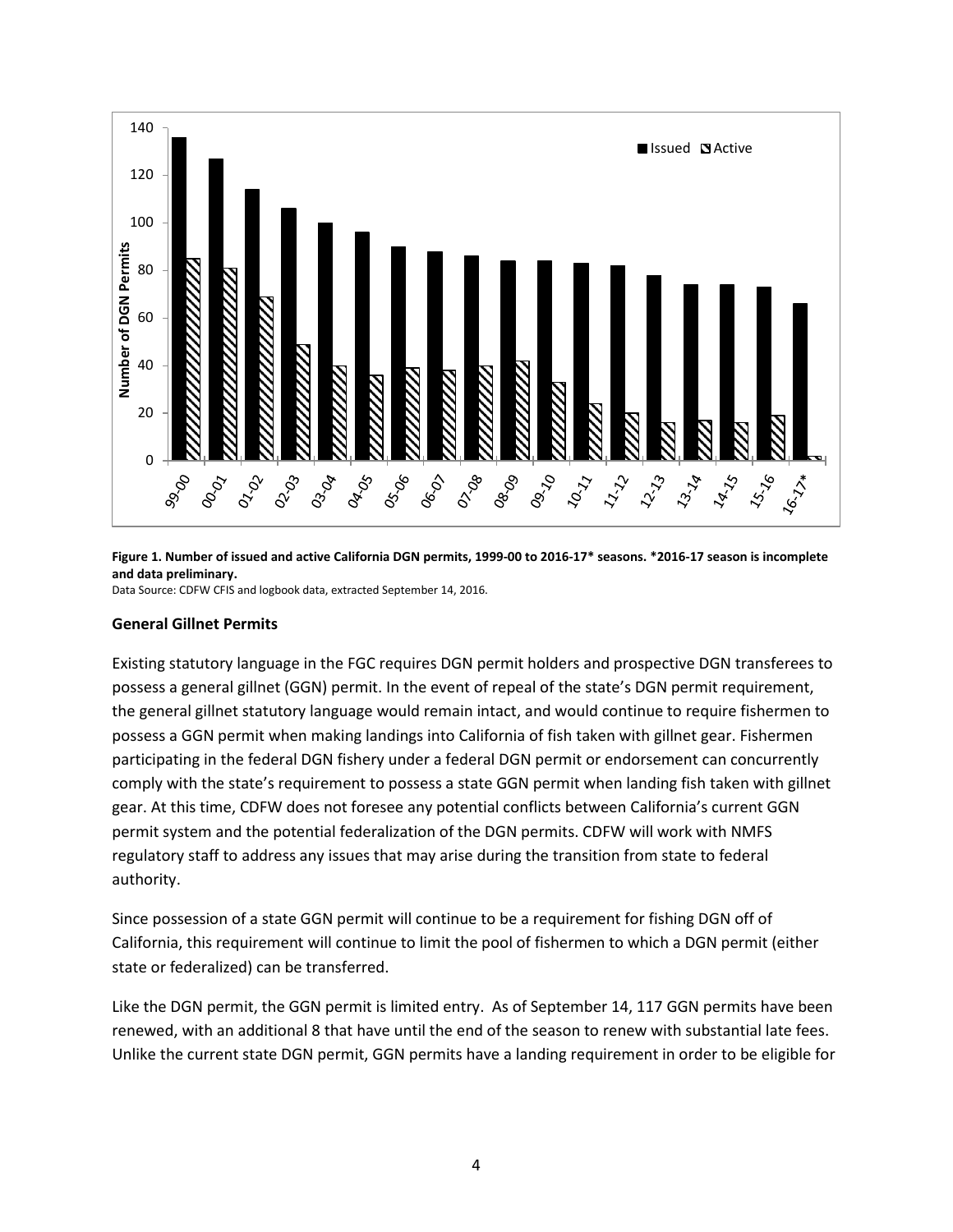**Figure 1. Number of issued and active California DGN permits, 1999-00 to 2016-17* seasons. *2016-17 season is incomplete and data preliminary.**

Data Source: CDFW CFIS and logbook data, extracted September 14, 2016.

### General Gillnet Permits

Existing statutory language in the FGC requires DGN permit holders and prospective DGN transferees to possess a general gillnet (GGN) permit. In the event of repeal of the state's DGN permit requirement, the general gillnet statutory language would remain intact, and would continue to require fishermen to possess a GGN permit when making landings into California of fish taken with gillnet gear. Fishermen participating in the federal DGN fishery under a federal DGN permit or endorsement can concurrently comply with the state's requirement to possess a state GGN permit when landing fish taken with gillnet gear. At this time, CDFW does not foresee any potential conflicts between California's current GGN permit system and the potential federalization of the DGN permits. CDFW will work with NMFS regulatory staff to address any issues that may arise during the transition from state to federal authority.

Since possession of a state GGN permit will continue to be a requirement for fishing DGN off of California, this requirement will continue to limit the pool of fishermen to which a DGN permit (either state or federalized) can be transferred.

Like the DGN permit, the GGN permit is limited entry. As of September 14, 117 GGN permits have been renewed, with an additional 8 that have until the end of the season to renew with substantial late fees. Unlike the current state DGN permit, GGN permits have a landing requirement in order to be eligible for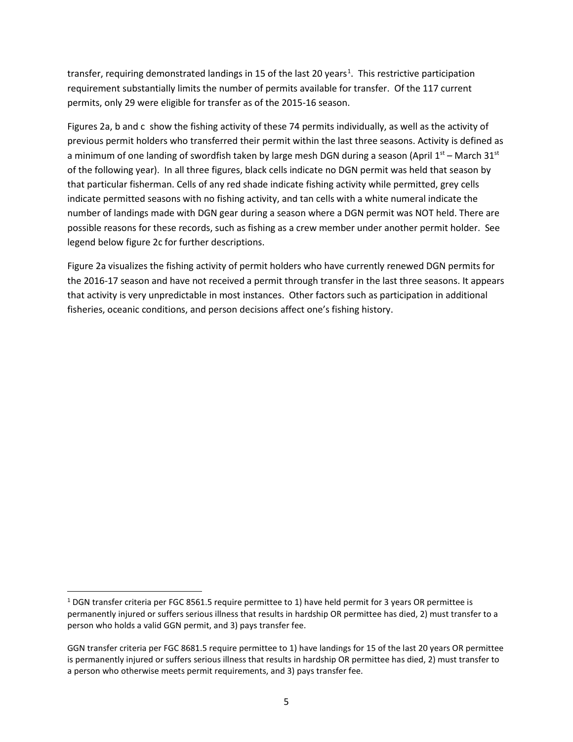transfer, requiring demonstrated landings in 15 of the last 20 years[1]. This restrictive participation requirement substantially limits the number of permits available for transfer. Of the 117 current permits, only 29 were eligible for transfer as of the 2015-16 season.

Figures 2a, b and c show the fishing activity of these 74 permits individually, as well as the activity of previous permit holders who transferred their permit within the last three seasons. Activity is defined as a minimum of one landing of swordfish taken by large mesh DGN during a season (April 1st – March 31st of the following year). In all three figures, black cells indicate no DGN permit was held that season by that particular fisherman. Cells of any red shade indicate fishing activity while permitted, grey cells indicate permitted seasons with no fishing activity, and tan cells with a white numeral indicate the number of landings made with DGN gear during a season where a DGN permit was NOT held. There are possible reasons for these records, such as fishing as a crew member under another permit holder. See legend below figure 2c for further descriptions.

Figure 2a visualizes the fishing activity of permit holders who have currently renewed DGN permits for the 2016-17 season and have not received a permit through transfer in the last three seasons. It appears that activity is very unpredictable in most instances. Other factors such as participation in additional fisheries, oceanic conditions, and person decisions affect one's fishing history.

---

[1] DGN transfer criteria per FGC 8561.5 require permittee to 1) have held permit for 3 years OR permittee is permanently injured or suffers serious illness that results in hardship OR permittee has died, 2) must transfer to a person who holds a valid GGN permit, and 3) pays transfer fee.

GGN transfer criteria per FGC 8681.5 require permittee to 1) have landings for 15 of the last 20 years OR permittee is permanently injured or suffers serious illness that results in hardship OR permittee has died, 2) must transfer to a person who otherwise meets permit requirements, and 3) pays transfer fee.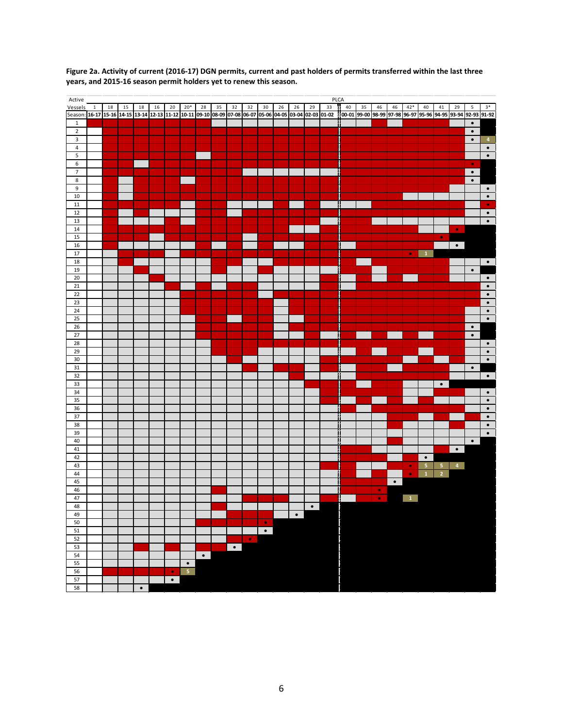**Figure 2a. Activity of current (2016-17) DGN permits, current and past holders of permits transferred within the last three years, and 2015-16 season permit holders yet to renew this season.**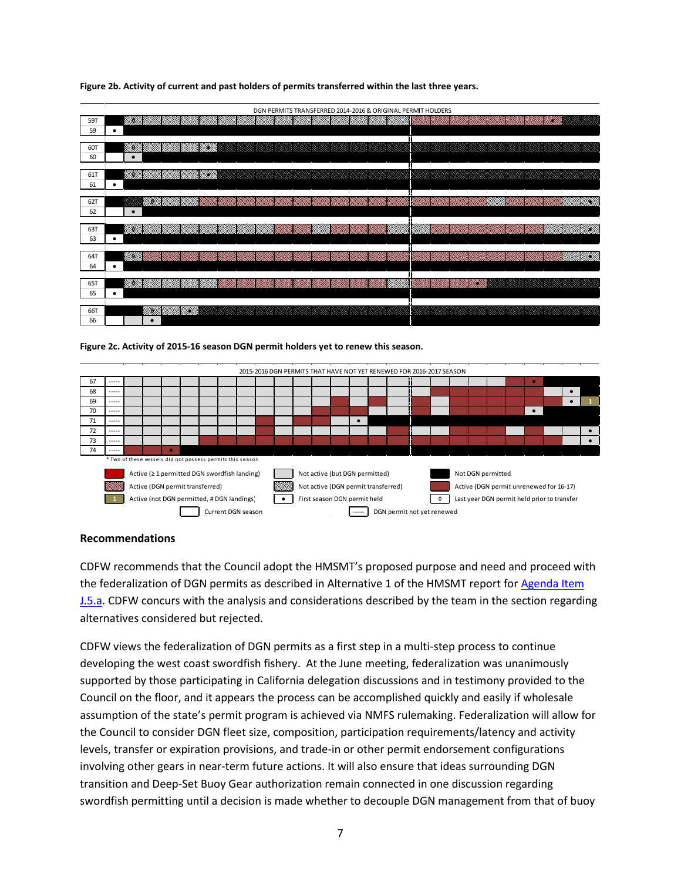**Figure 2b. Activity of current and past holders of permits transferred within the last three years.**

DGN PERMITS TRANSFERRED 2014-2016 & ORIGINAL PERMIT HOLDERS

**Figure 2c. Activity of 2015-16 season DGN permit holders yet to renew this season.**

2015-2016 DGN PERMITS THAT HAVE NOT YET RENEWED FOR 2016-2017 SEASON

* Two of these vessels did not possess permits this season

Legend:
- Active (≥ 1 permitted DGN swordfish landing)
- Active (DGN permit transferred)
- Active (not DGN permitted, # DGN landings)
- Not active (but DGN permitted)
- Not active (DGN permit transferred)
- First season DGN permit held
- Not DGN permitted
- Active (DGN permit unrenewed for 16-17)
- Last year DGN permit held prior to transfer
- Current DGN season
- DGN permit not yet renewed

## Recommendations

CDFW recommends that the Council adopt the HMSMT's proposed purpose and need and proceed with the federalization of DGN permits as described in Alternative 1 of the HMSMT report for Agenda Item J.5.a. CDFW concurs with the analysis and considerations described by the team in the section regarding alternatives considered but rejected.

CDFW views the federalization of DGN permits as a first step in a multi-step process to continue developing the west coast swordfish fishery. At the June meeting, federalization was unanimously supported by those participating in California delegation discussions and in testimony provided to the Council on the floor, and it appears the process can be accomplished quickly and easily if wholesale assumption of the state's permit program is achieved via NMFS rulemaking. Federalization will allow for the Council to consider DGN fleet size, composition, participation requirements/latency and activity levels, transfer or expiration provisions, and trade-in or other permit endorsement configurations involving other gears in near-term future actions. It will also ensure that ideas surrounding DGN transition and Deep-Set Buoy Gear authorization remain connected in one discussion regarding swordfish permitting until a decision is made whether to decouple DGN management from that of buoy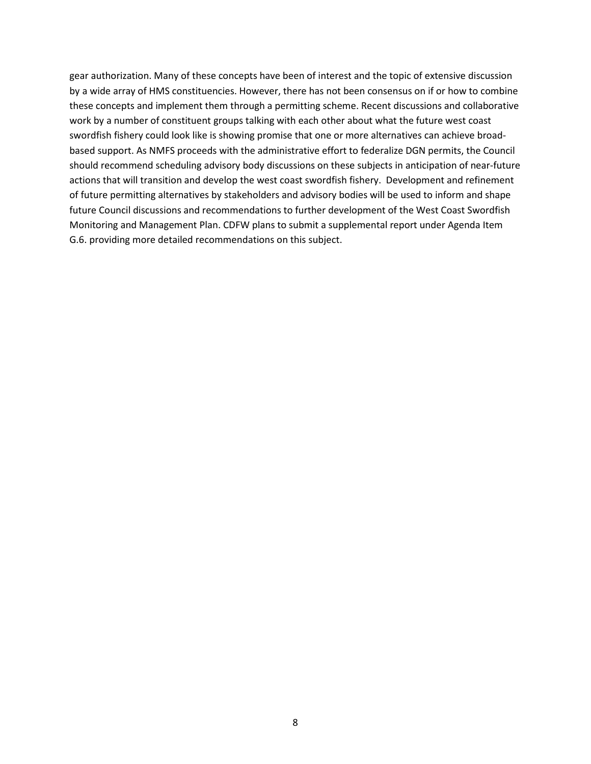gear authorization. Many of these concepts have been of interest and the topic of extensive discussion by a wide array of HMS constituencies. However, there has not been consensus on if or how to combine these concepts and implement them through a permitting scheme. Recent discussions and collaborative work by a number of constituent groups talking with each other about what the future west coast swordfish fishery could look like is showing promise that one or more alternatives can achieve broad-based support. As NMFS proceeds with the administrative effort to federalize DGN permits, the Council should recommend scheduling advisory body discussions on these subjects in anticipation of near-future actions that will transition and develop the west coast swordfish fishery. Development and refinement of future permitting alternatives by stakeholders and advisory bodies will be used to inform and shape future Council discussions and recommendations to further development of the West Coast Swordfish Monitoring and Management Plan. CDFW plans to submit a supplemental report under Agenda Item G.6. providing more detailed recommendations on this subject.